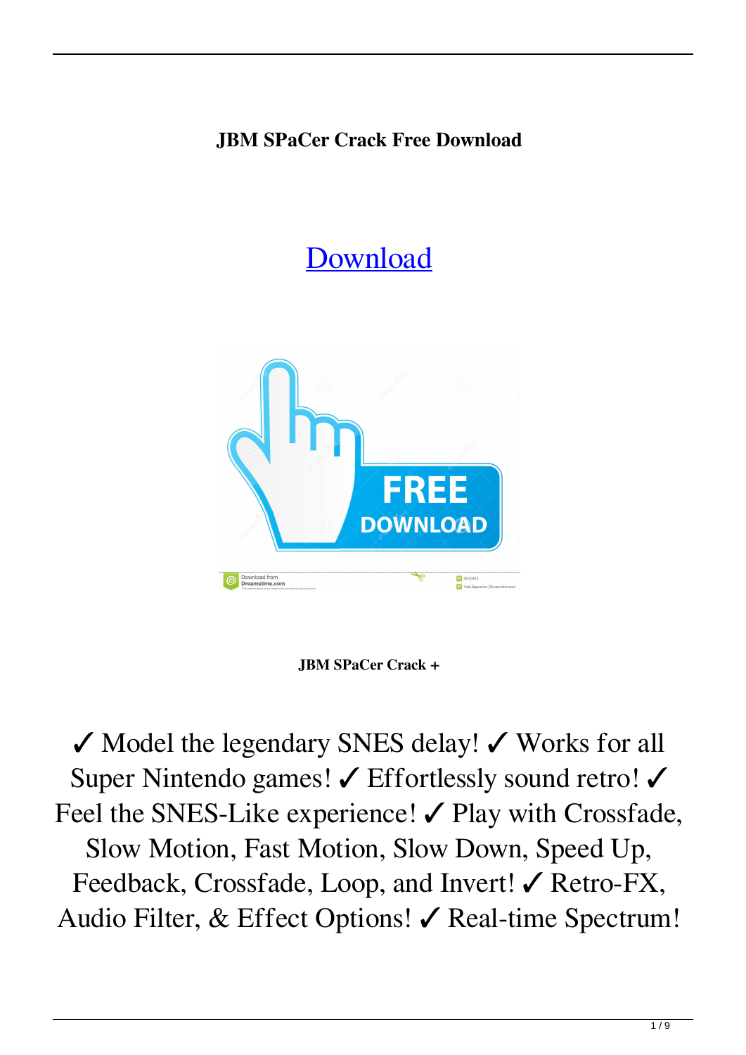**JBM SPaCer Crack Free Download**

[Download](#)

**JBM SPaCer Crack +**

✓ Model the legendary SNES delay! ✓ Works for all Super Nintendo games! ✓ Effortlessly sound retro! ✓ Feel the SNES-Like experience! ✓ Play with Crossfade, Slow Motion, Fast Motion, Slow Down, Speed Up, Feedback, Crossfade, Loop, and Invert! ✓ Retro-FX, Audio Filter, & Effect Options! ✓ Real-time Spectrum!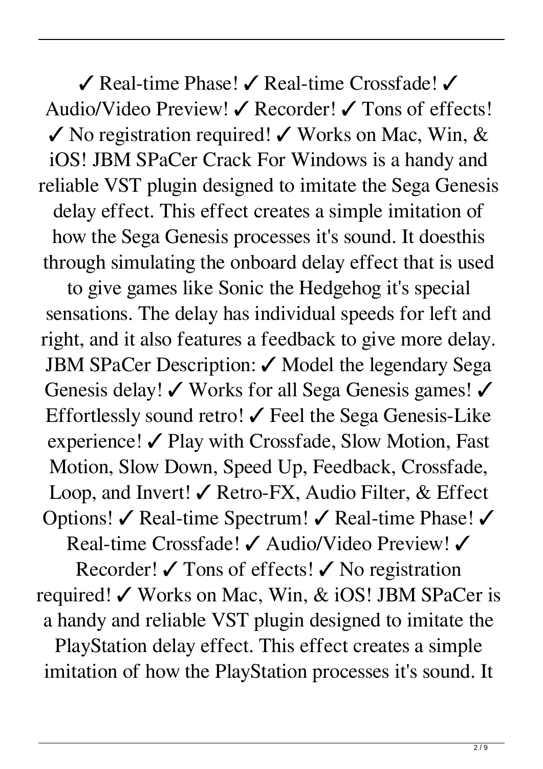✓ Real-time Phase! ✓ Real-time Crossfade! ✓ Audio/Video Preview! ✓ Recorder! ✓ Tons of effects! ✓ No registration required! ✓ Works on Mac, Win, & iOS! JBM SPaCer Crack For Windows is a handy and reliable VST plugin designed to imitate the Sega Genesis delay effect. This effect creates a simple imitation of how the Sega Genesis processes it's sound. It doesthis through simulating the onboard delay effect that is used to give games like Sonic the Hedgehog it's special sensations. The delay has individual speeds for left and right, and it also features a feedback to give more delay. JBM SPaCer Description: ✓ Model the legendary Sega Genesis delay! ✓ Works for all Sega Genesis games! ✓ Effortlessly sound retro! ✓ Feel the Sega Genesis-Like experience! ✓ Play with Crossfade, Slow Motion, Fast Motion, Slow Down, Speed Up, Feedback, Crossfade, Loop, and Invert! ✓ Retro-FX, Audio Filter, & Effect Options! ✓ Real-time Spectrum! ✓ Real-time Phase! ✓ Real-time Crossfade! ✓ Audio/Video Preview! ✓ Recorder! ✓ Tons of effects! ✓ No registration required! ✓ Works on Mac, Win, & iOS! JBM SPaCer is a handy and reliable VST plugin designed to imitate the PlayStation delay effect. This effect creates a simple imitation of how the PlayStation processes it's sound. It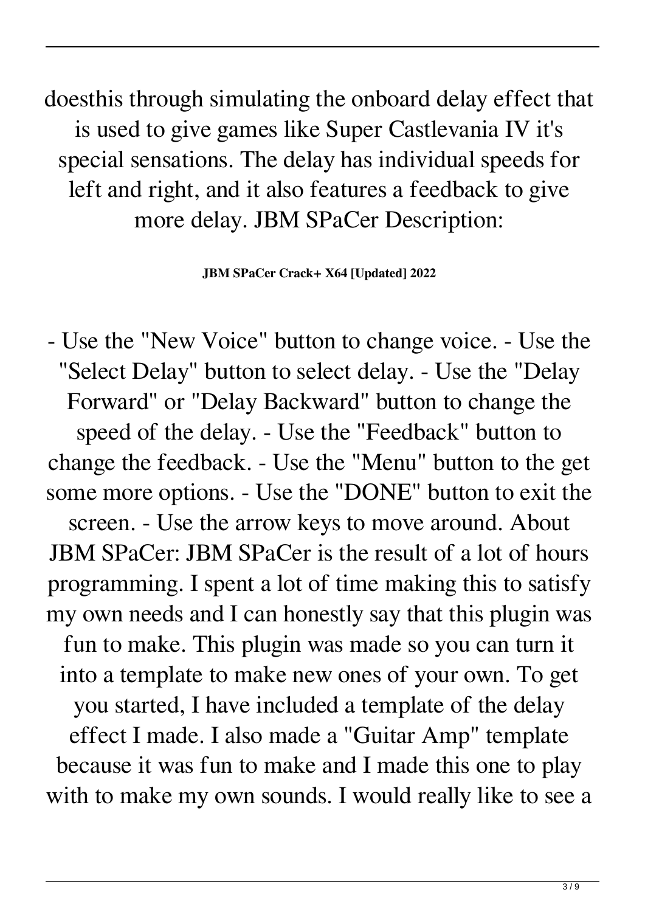doesthis through simulating the onboard delay effect that is used to give games like Super Castlevania IV it's special sensations. The delay has individual speeds for left and right, and it also features a feedback to give more delay. JBM SPaCer Description:

**JBM SPaCer Crack+ X64 [Updated] 2022**

- Use the "New Voice" button to change voice. - Use the "Select Delay" button to select delay. - Use the "Delay Forward" or "Delay Backward" button to change the speed of the delay. - Use the "Feedback" button to change the feedback. - Use the "Menu" button to the get some more options. - Use the "DONE" button to exit the screen. - Use the arrow keys to move around. About JBM SPaCer: JBM SPaCer is the result of a lot of hours programming. I spent a lot of time making this to satisfy my own needs and I can honestly say that this plugin was fun to make. This plugin was made so you can turn it into a template to make new ones of your own. To get you started, I have included a template of the delay effect I made. I also made a "Guitar Amp" template because it was fun to make and I made this one to play with to make my own sounds. I would really like to see a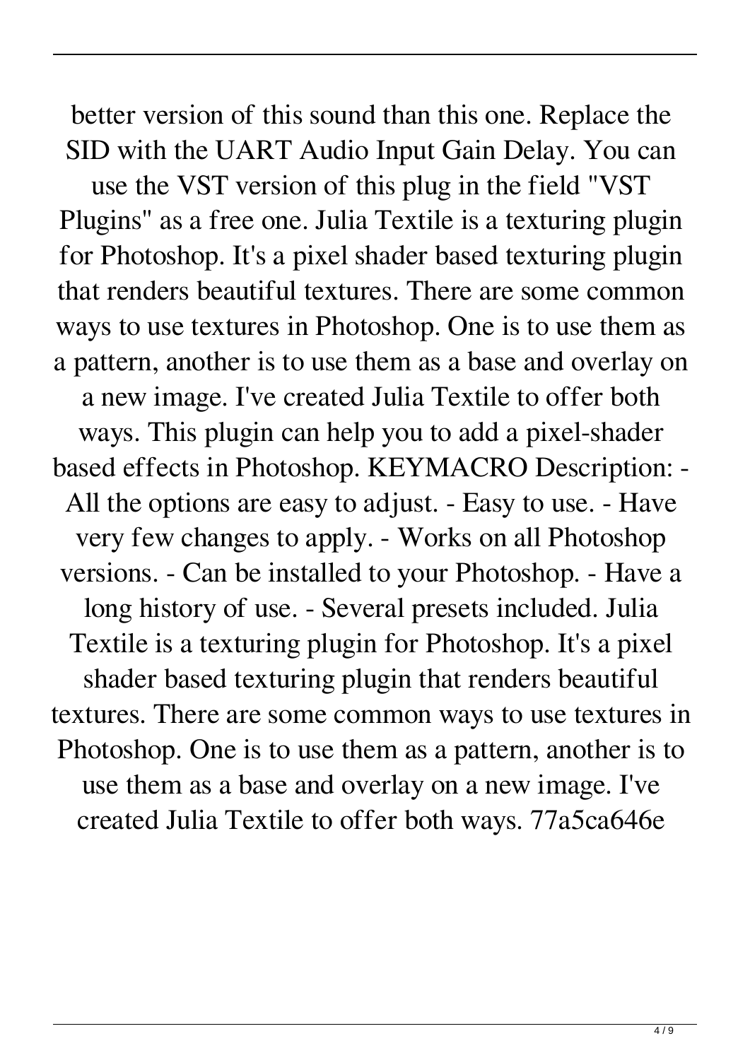better version of this sound than this one. Replace the SID with the UART Audio Input Gain Delay. You can use the VST version of this plug in the field "VST Plugins" as a free one. Julia Textile is a texturing plugin for Photoshop. It's a pixel shader based texturing plugin that renders beautiful textures. There are some common ways to use textures in Photoshop. One is to use them as a pattern, another is to use them as a base and overlay on a new image. I've created Julia Textile to offer both ways. This plugin can help you to add a pixel-shader based effects in Photoshop. KEYMACRO Description: - All the options are easy to adjust. - Easy to use. - Have very few changes to apply. - Works on all Photoshop versions. - Can be installed to your Photoshop. - Have a long history of use. - Several presets included. Julia Textile is a texturing plugin for Photoshop. It's a pixel shader based texturing plugin that renders beautiful textures. There are some common ways to use textures in Photoshop. One is to use them as a pattern, another is to use them as a base and overlay on a new image. I've created Julia Textile to offer both ways. 77a5ca646e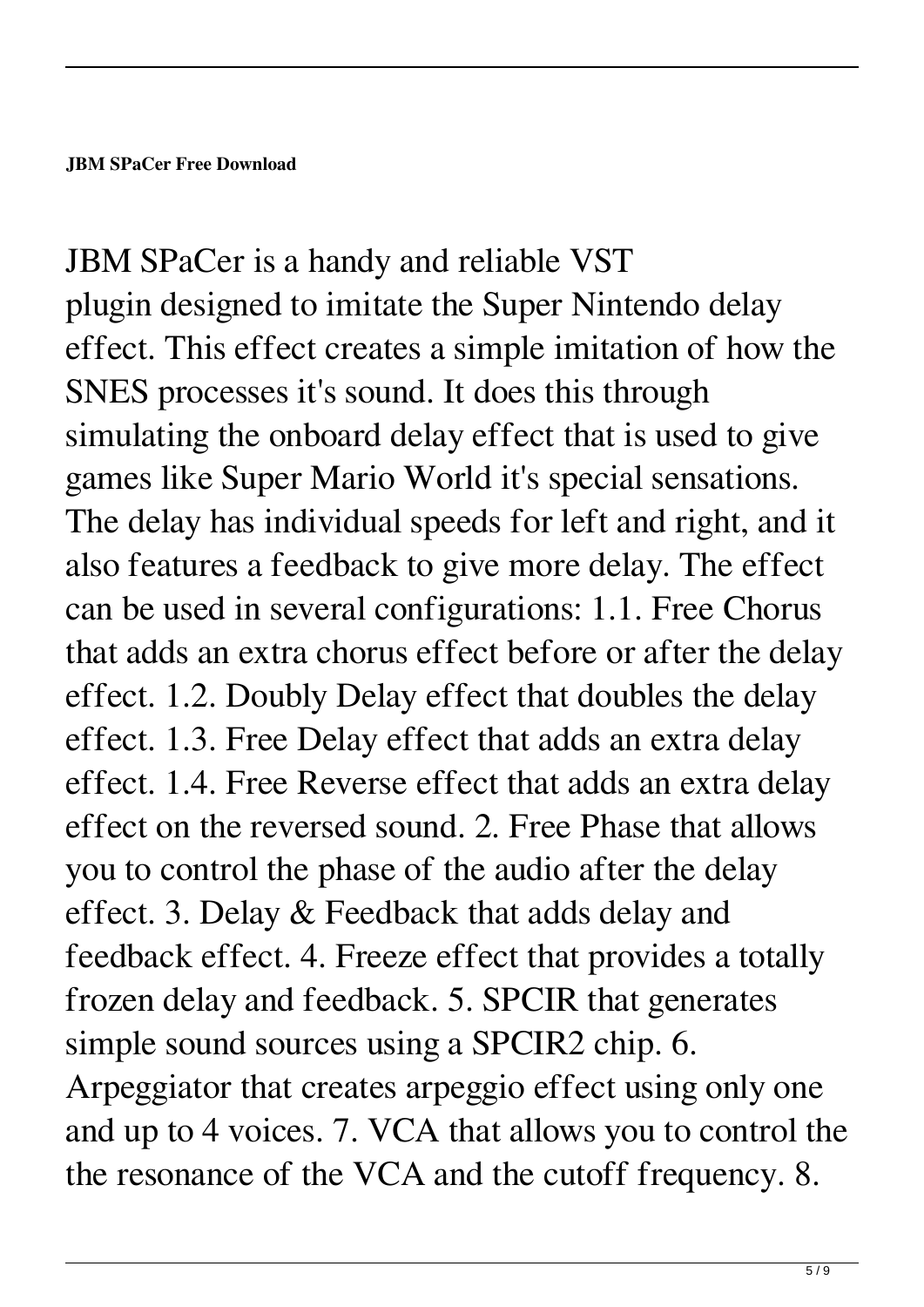**JBM SPaCer Free Download**

JBM SPaCer is a handy and reliable VST plugin designed to imitate the Super Nintendo delay effect. This effect creates a simple imitation of how the SNES processes it's sound. It does this through simulating the onboard delay effect that is used to give games like Super Mario World it's special sensations. The delay has individual speeds for left and right, and it also features a feedback to give more delay. The effect can be used in several configurations: 1.1. Free Chorus that adds an extra chorus effect before or after the delay effect. 1.2. Doubly Delay effect that doubles the delay effect. 1.3. Free Delay effect that adds an extra delay effect. 1.4. Free Reverse effect that adds an extra delay effect on the reversed sound. 2. Free Phase that allows you to control the phase of the audio after the delay effect. 3. Delay & Feedback that adds delay and feedback effect. 4. Freeze effect that provides a totally frozen delay and feedback. 5. SPCIR that generates simple sound sources using a SPCIR2 chip. 6. Arpeggiator that creates arpeggio effect using only one and up to 4 voices. 7. VCA that allows you to control the the resonance of the VCA and the cutoff frequency. 8.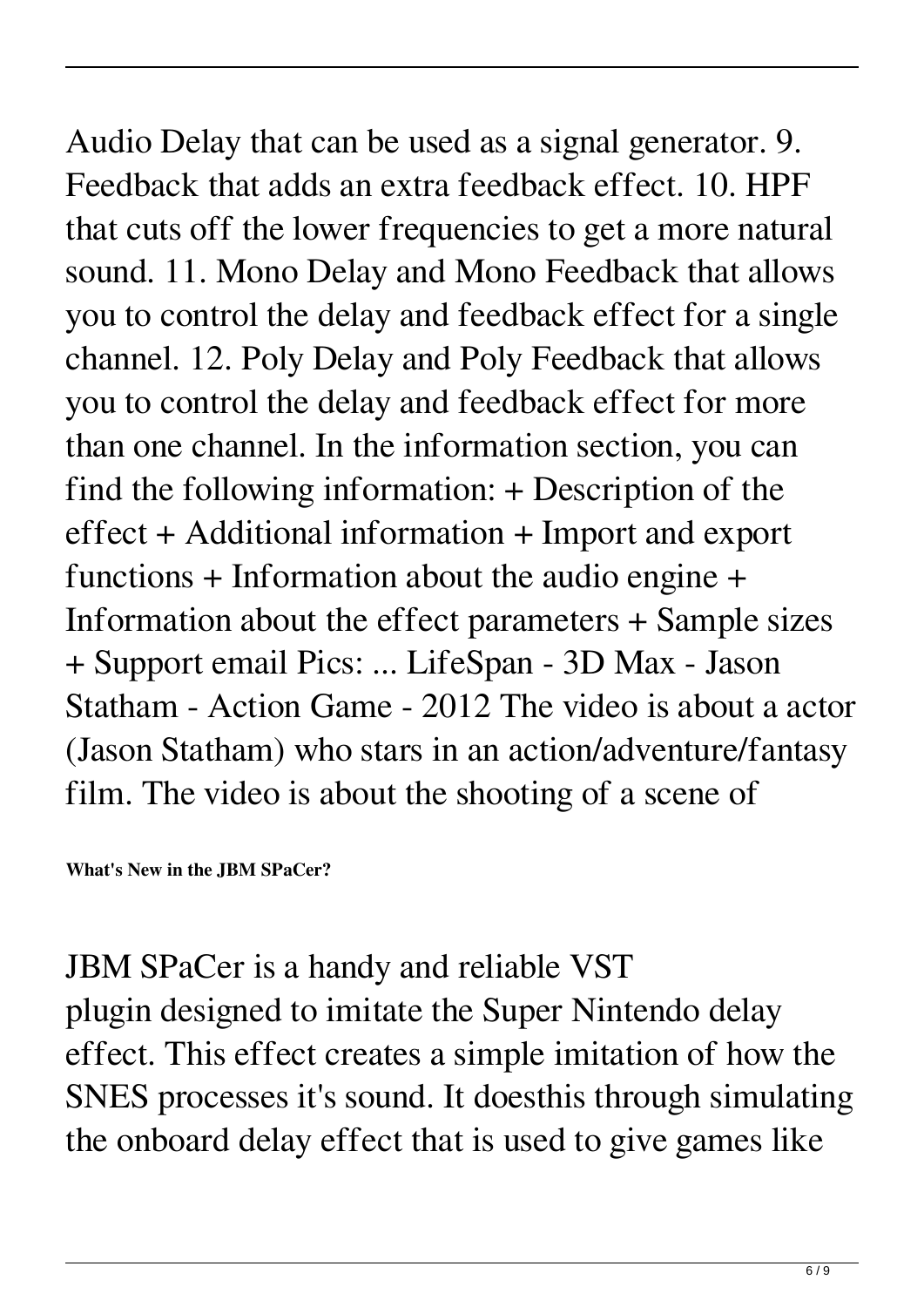Audio Delay that can be used as a signal generator. 9. Feedback that adds an extra feedback effect. 10. HPF that cuts off the lower frequencies to get a more natural sound. 11. Mono Delay and Mono Feedback that allows you to control the delay and feedback effect for a single channel. 12. Poly Delay and Poly Feedback that allows you to control the delay and feedback effect for more than one channel. In the information section, you can find the following information: + Description of the effect + Additional information + Import and export functions + Information about the audio engine + Information about the effect parameters + Sample sizes + Support email Pics: ... LifeSpan - 3D Max - Jason Statham - Action Game - 2012 The video is about a actor (Jason Statham) who stars in an action/adventure/fantasy film. The video is about the shooting of a scene of

**What's New in the JBM SPaCer?**

JBM SPaCer is a handy and reliable VST plugin designed to imitate the Super Nintendo delay effect. This effect creates a simple imitation of how the SNES processes it's sound. It doesthis through simulating the onboard delay effect that is used to give games like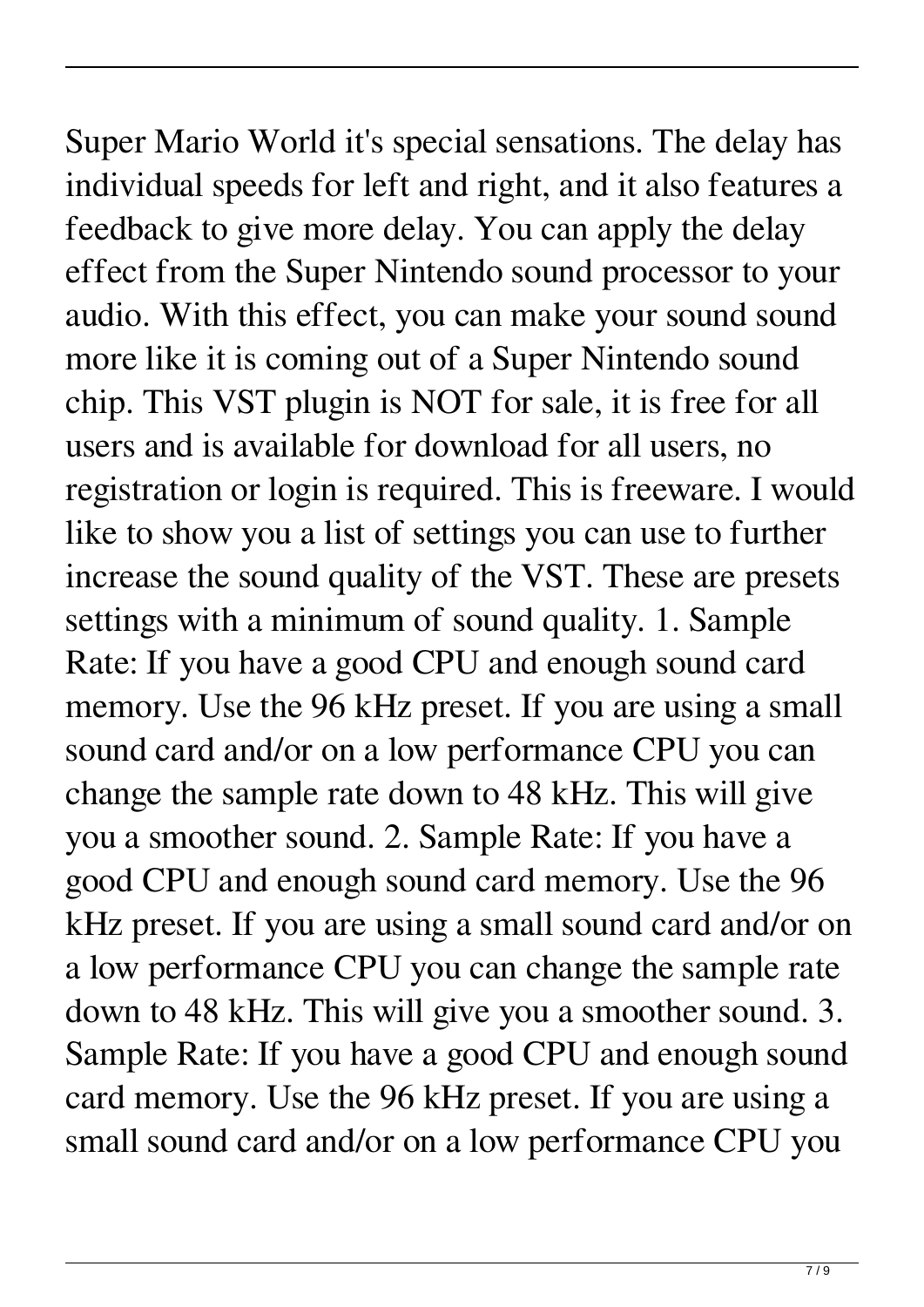Super Mario World it's special sensations. The delay has individual speeds for left and right, and it also features a feedback to give more delay. You can apply the delay effect from the Super Nintendo sound processor to your audio. With this effect, you can make your sound sound more like it is coming out of a Super Nintendo sound chip. This VST plugin is NOT for sale, it is free for all users and is available for download for all users, no registration or login is required. This is freeware. I would like to show you a list of settings you can use to further increase the sound quality of the VST. These are presets settings with a minimum of sound quality. 1. Sample Rate: If you have a good CPU and enough sound card memory. Use the 96 kHz preset. If you are using a small sound card and/or on a low performance CPU you can change the sample rate down to 48 kHz. This will give you a smoother sound. 2. Sample Rate: If you have a good CPU and enough sound card memory. Use the 96 kHz preset. If you are using a small sound card and/or on a low performance CPU you can change the sample rate down to 48 kHz. This will give you a smoother sound. 3. Sample Rate: If you have a good CPU and enough sound card memory. Use the 96 kHz preset. If you are using a small sound card and/or on a low performance CPU you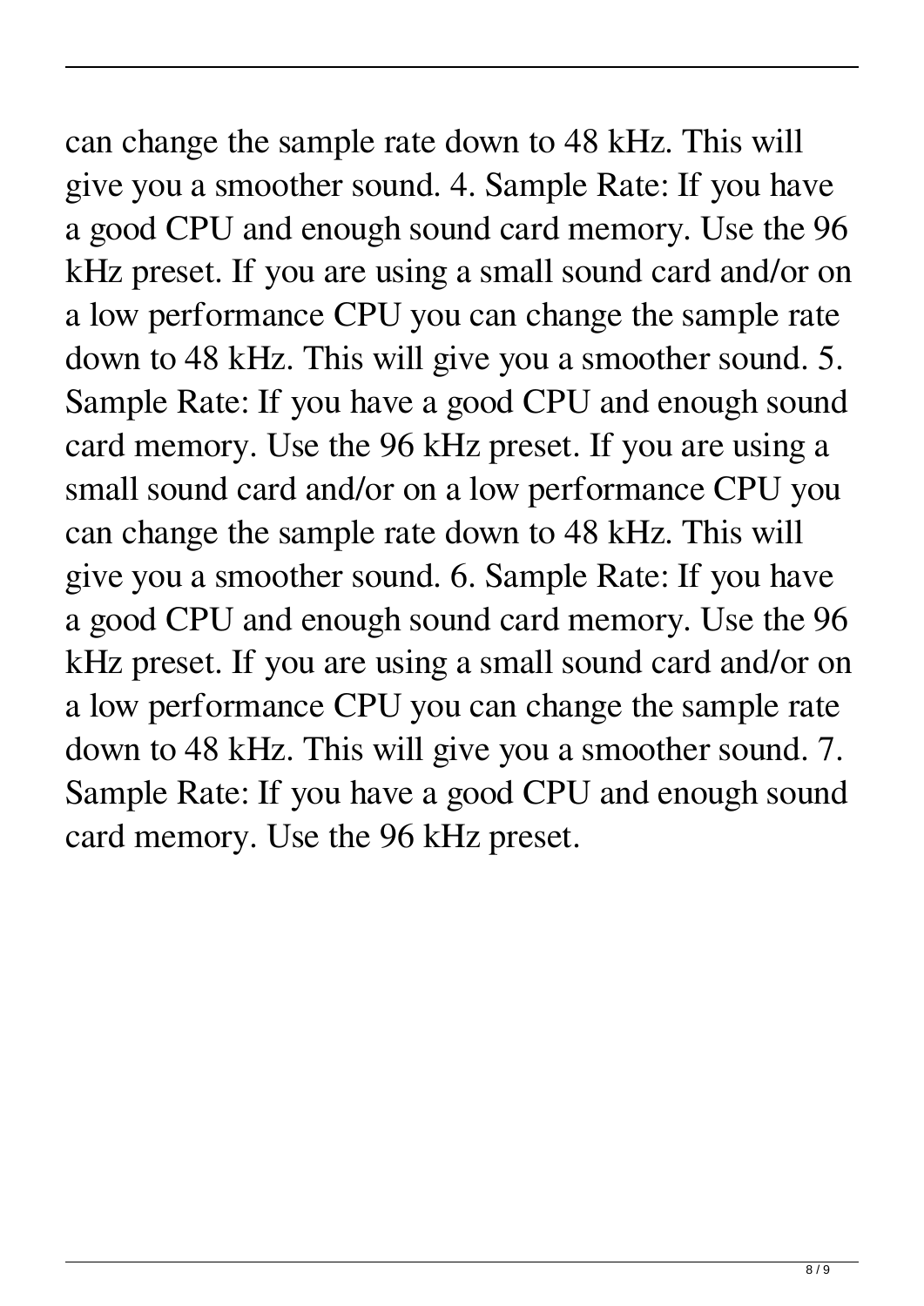can change the sample rate down to 48 kHz. This will give you a smoother sound. 4. Sample Rate: If you have a good CPU and enough sound card memory. Use the 96 kHz preset. If you are using a small sound card and/or on a low performance CPU you can change the sample rate down to 48 kHz. This will give you a smoother sound. 5. Sample Rate: If you have a good CPU and enough sound card memory. Use the 96 kHz preset. If you are using a small sound card and/or on a low performance CPU you can change the sample rate down to 48 kHz. This will give you a smoother sound. 6. Sample Rate: If you have a good CPU and enough sound card memory. Use the 96 kHz preset. If you are using a small sound card and/or on a low performance CPU you can change the sample rate down to 48 kHz. This will give you a smoother sound. 7. Sample Rate: If you have a good CPU and enough sound card memory. Use the 96 kHz preset.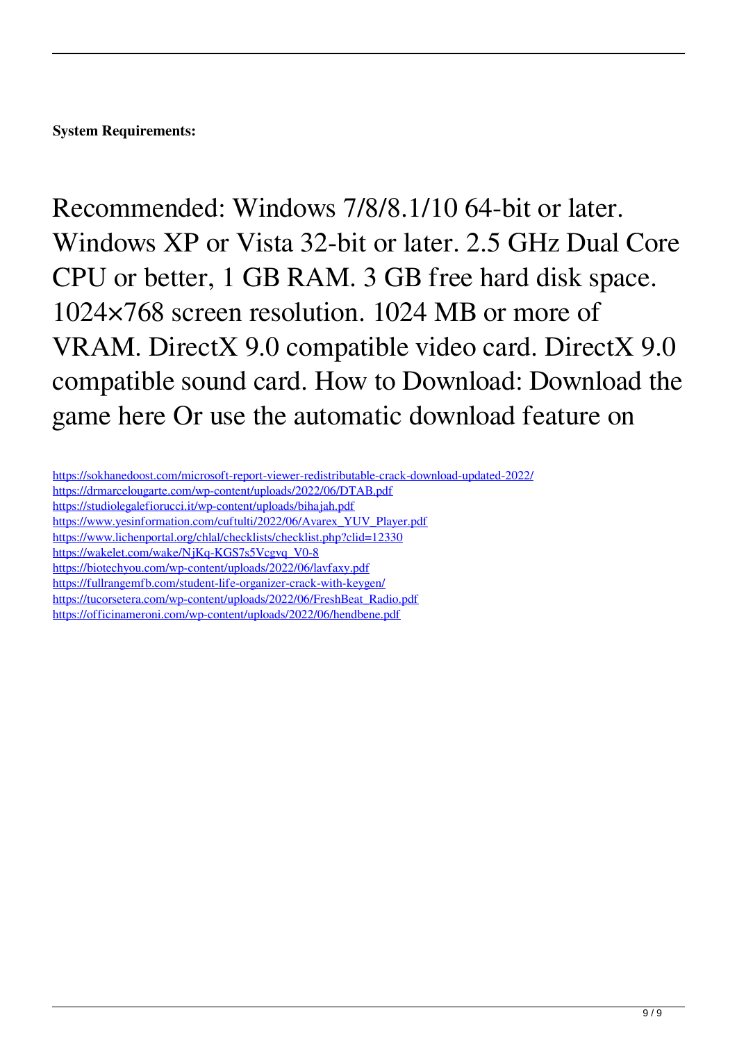**System Requirements:**

Recommended: Windows 7/8/8.1/10 64-bit or later. Windows XP or Vista 32-bit or later. 2.5 GHz Dual Core CPU or better, 1 GB RAM. 3 GB free hard disk space. 1024×768 screen resolution. 1024 MB or more of VRAM. DirectX 9.0 compatible video card. DirectX 9.0 compatible sound card. How to Download: Download the game here Or use the automatic download feature on

https://sokhanedoost.com/microsoft-report-viewer-redistributable-crack-download-updated-2022/
https://drmarcelougarte.com/wp-content/uploads/2022/06/DTAB.pdf
https://studiolegalefiorucci.it/wp-content/uploads/bihajah.pdf
https://www.yesinformation.com/cuftulti/2022/06/Avarex_YUV_Player.pdf
https://www.lichenportal.org/chlal/checklists/checklist.php?clid=12330
https://wakelet.com/wake/NjKq-KGS7s5Vcgvq_V0-8
https://biotechyou.com/wp-content/uploads/2022/06/lavfaxy.pdf
https://fullrangemfb.com/student-life-organizer-crack-with-keygen/
https://tucorsetera.com/wp-content/uploads/2022/06/FreshBeat_Radio.pdf
https://officinameroni.com/wp-content/uploads/2022/06/hendbene.pdf